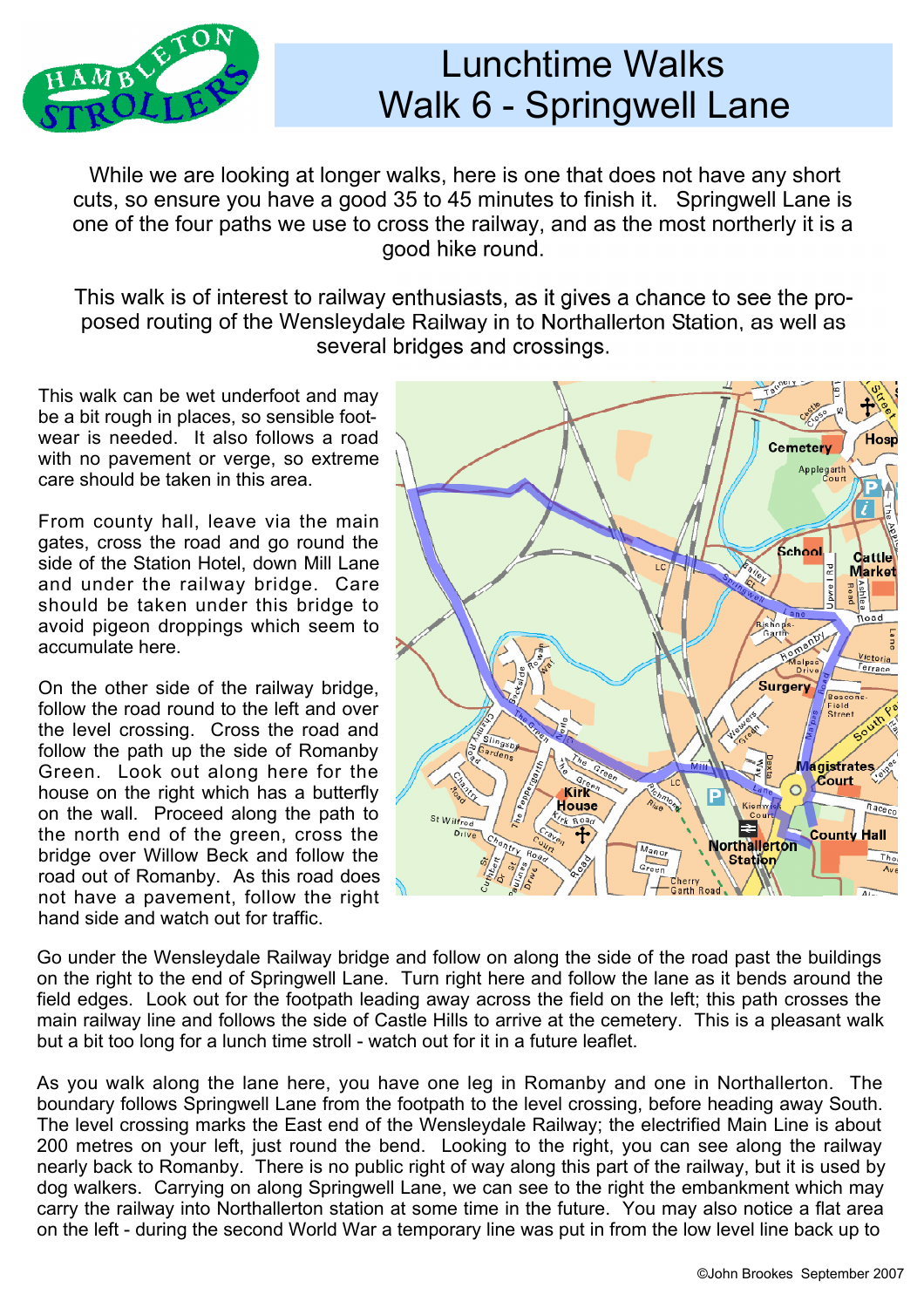# Lunchtime Walks
# Walk 6 - Springwell Lane

While we are looking at longer walks, here is one that does not have any short cuts, so ensure you have a good 35 to 45 minutes to finish it. Springwell Lane is one of the four paths we use to cross the railway, and as the most northerly it is a good hike round.

This walk is of interest to railway enthusiasts, as it gives a chance to see the proposed routing of the Wensleydale Railway in to Northallerton Station, as well as several bridges and crossings.

This walk can be wet underfoot and may be a bit rough in places, so sensible footwear is needed. It also follows a road with no pavement or verge, so extreme care should be taken in this area.

From county hall, leave via the main gates, cross the road and go round the side of the Station Hotel, down Mill Lane and under the railway bridge. Care should be taken under this bridge to avoid pigeon droppings which seem to accumulate here.

On the other side of the railway bridge, follow the road round to the left and over the level crossing. Cross the road and follow the path up the side of Romanby Green. Look out along here for the house on the right which has a butterfly on the wall. Proceed along the path to the north end of the green, cross the bridge over Willow Beck and follow the road out of Romanby. As this road does not have a pavement, follow the right hand side and watch out for traffic.

Go under the Wensleydale Railway bridge and follow on along the side of the road past the buildings on the right to the end of Springwell Lane. Turn right here and follow the lane as it bends around the field edges. Look out for the footpath leading away across the field on the left; this path crosses the main railway line and follows the side of Castle Hills to arrive at the cemetery. This is a pleasant walk but a bit too long for a lunch time stroll - watch out for it in a future leaflet.

As you walk along the lane here, you have one leg in Romanby and one in Northallerton. The boundary follows Springwell Lane from the footpath to the level crossing, before heading away South. The level crossing marks the East end of the Wensleydale Railway; the electrified Main Line is about 200 metres on your left, just round the bend. Looking to the right, you can see along the railway nearly back to Romanby. There is no public right of way along this part of the railway, but it is used by dog walkers. Carrying on along Springwell Lane, we can see to the right the embankment which may carry the railway into Northallerton station at some time in the future. You may also notice a flat area on the left - during the second World War a temporary line was put in from the low level line back up to

©John Brookes September 2007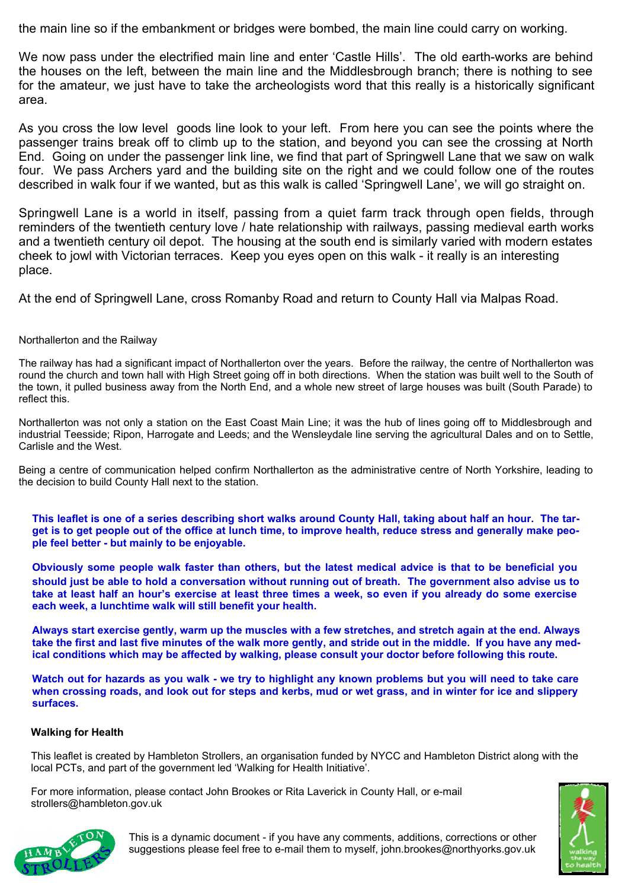the main line so if the embankment or bridges were bombed, the main line could carry on working.

We now pass under the electrified main line and enter 'Castle Hills'. The old earth-works are behind the houses on the left, between the main line and the Middlesbrough branch; there is nothing to see for the amateur, we just have to take the archeologists word that this really is a historically significant area.

As you cross the low level goods line look to your left. From here you can see the points where the passenger trains break off to climb up to the station, and beyond you can see the crossing at North End. Going on under the passenger link line, we find that part of Springwell Lane that we saw on walk four. We pass Archers yard and the building site on the right and we could follow one of the routes described in walk four if we wanted, but as this walk is called 'Springwell Lane', we will go straight on.

Springwell Lane is a world in itself, passing from a quiet farm track through open fields, through reminders of the twentieth century love / hate relationship with railways, passing medieval earth works and a twentieth century oil depot. The housing at the south end is similarly varied with modern estates cheek to jowl with Victorian terraces. Keep you eyes open on this walk - it really is an interesting place.

At the end of Springwell Lane, cross Romanby Road and return to County Hall via Malpas Road.

Northallerton and the Railway

The railway has had a significant impact of Northallerton over the years. Before the railway, the centre of Northallerton was round the church and town hall with High Street going off in both directions. When the station was built well to the South of the town, it pulled business away from the North End, and a whole new street of large houses was built (South Parade) to reflect this.

Northallerton was not only a station on the East Coast Main Line; it was the hub of lines going off to Middlesbrough and industrial Teesside; Ripon, Harrogate and Leeds; and the Wensleydale line serving the agricultural Dales and on to Settle, Carlisle and the West.

Being a centre of communication helped confirm Northallerton as the administrative centre of North Yorkshire, leading to the decision to build County Hall next to the station.

**This leaflet is one of a series describing short walks around County Hall, taking about half an hour. The target is to get people out of the office at lunch time, to improve health, reduce stress and generally make people feel better - but mainly to be enjoyable.**

**Obviously some people walk faster than others, but the latest medical advice is that to be beneficial you should just be able to hold a conversation without running out of breath. The government also advise us to take at least half an hour's exercise at least three times a week, so even if you already do some exercise each week, a lunchtime walk will still benefit your health.**

**Always start exercise gently, warm up the muscles with a few stretches, and stretch again at the end. Always take the first and last five minutes of the walk more gently, and stride out in the middle. If you have any medical conditions which may be affected by walking, please consult your doctor before following this route.**

**Watch out for hazards as you walk - we try to highlight any known problems but you will need to take care when crossing roads, and look out for steps and kerbs, mud or wet grass, and in winter for ice and slippery surfaces.**

**Walking for Health**

This leaflet is created by Hambleton Strollers, an organisation funded by NYCC and Hambleton District along with the local PCTs, and part of the government led 'Walking for Health Initiative'.

For more information, please contact John Brookes or Rita Laverick in County Hall, or e-mail strollers@hambleton.gov.uk

This is a dynamic document - if you have any comments, additions, corrections or other suggestions please feel free to e-mail them to myself, john.brookes@northyorks.gov.uk